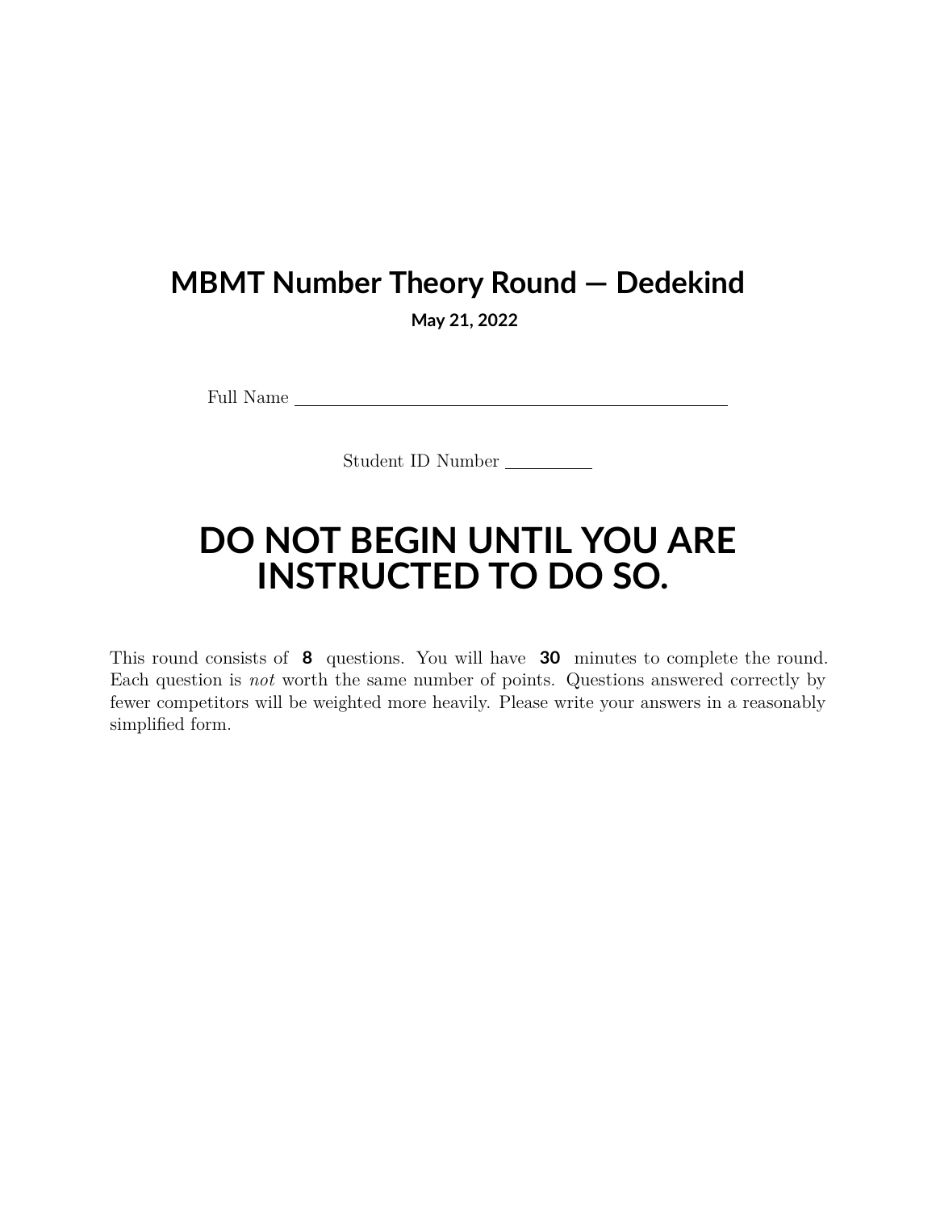# MBMT Number Theory Round — Dedekind

**May 21, 2022**

Full Name \_\_\_\_\_\_\_\_\_\_\_\_\_\_\_\_\_\_\_\_\_\_\_\_\_\_\_\_\_\_\_\_\_\_\_\_\_\_\_\_

Student ID Number \_\_\_\_\_\_\_\_

# DO NOT BEGIN UNTIL YOU ARE INSTRUCTED TO DO SO.

This round consists of **8** questions. You will have **30** minutes to complete the round. Each question is *not* worth the same number of points. Questions answered correctly by fewer competitors will be weighted more heavily. Please write your answers in a reasonably simplified form.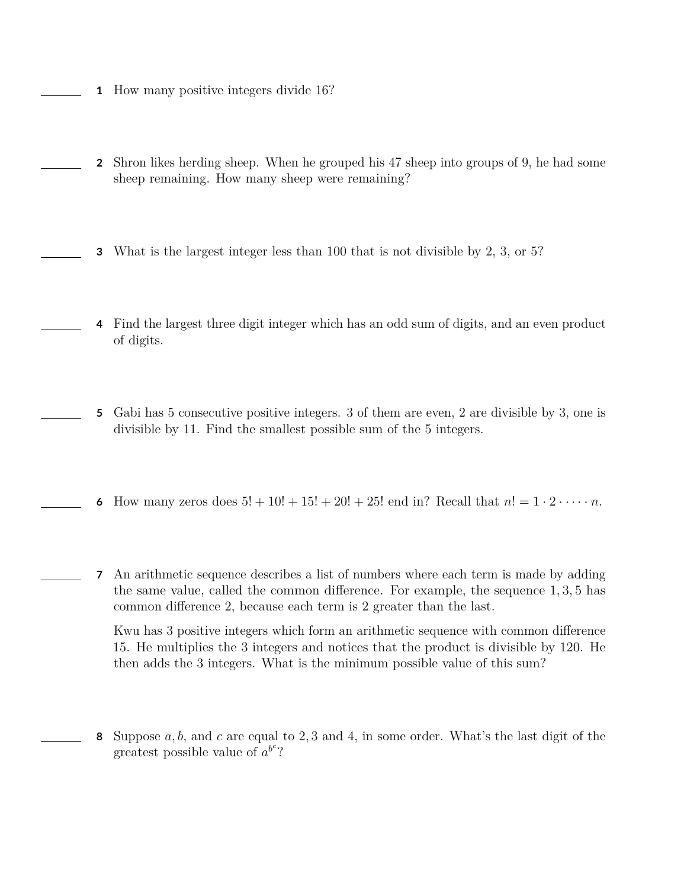_______ **1** How many positive integers divide 16?

_______ **2** Shron likes herding sheep. When he grouped his 47 sheep into groups of 9, he had some sheep remaining. How many sheep were remaining?

_______ **3** What is the largest integer less than 100 that is not divisible by 2, 3, or 5?

_______ **4** Find the largest three digit integer which has an odd sum of digits, and an even product of digits.

_______ **5** Gabi has 5 consecutive positive integers. 3 of them are even, 2 are divisible by 3, one is divisible by 11. Find the smallest possible sum of the 5 integers.

_______ **6** How many zeros does $5! + 10! + 15! + 20! + 25!$ end in? Recall that $n! = 1 \cdot 2 \cdot \cdots \cdot n$.

_______ **7** An arithmetic sequence describes a list of numbers where each term is made by adding the same value, called the common difference. For example, the sequence $1, 3, 5$ has common difference 2, because each term is 2 greater than the last.

Kwu has 3 positive integers which form an arithmetic sequence with common difference 15. He multiplies the 3 integers and notices that the product is divisible by 120. He then adds the 3 integers. What is the minimum possible value of this sum?

_______ **8** Suppose $a, b$, and $c$ are equal to $2, 3$ and $4$, in some order. What's the last digit of the greatest possible value of $a^{b^c}$?